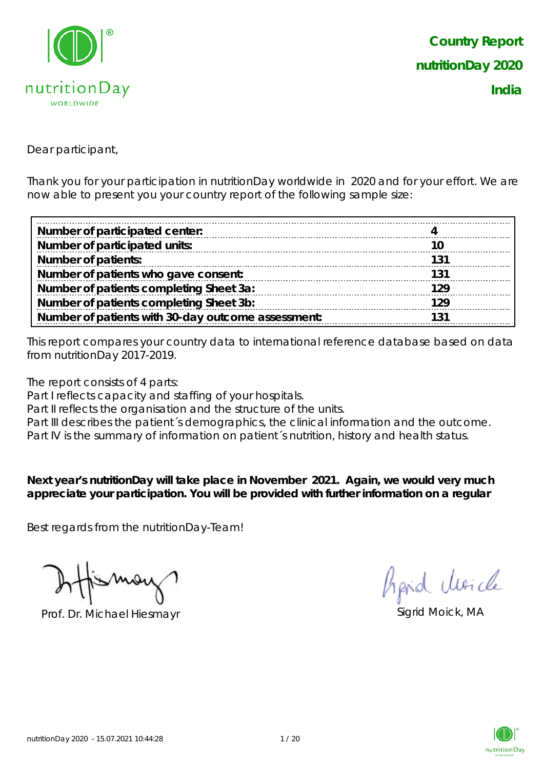# Country Report
# nutritionDay 2020
# India

Dear participant,

Thank you for your participation in nutritionDay worldwide in 2020 and for your effort. We are now able to present you your country report of the following sample size:

| | |
|---|---|
| **Number of participated center:** | **4** |
| **Number of participated units:** | **10** |
| **Number of patients:** | **131** |
| **Number of patients who gave consent:** | **131** |
| **Number of patients completing Sheet 3a:** | **129** |
| **Number of patients completing Sheet 3b:** | **129** |
| **Number of patients with 30-day outcome assessment:** | **131** |

This report compares your country data to international reference database based on data from nutritionDay 2017-2019.

The report consists of 4 parts:
Part I reflects capacity and staffing of your hospitals.
Part II reflects the organisation and the structure of the units.
Part III describes the patient´s demographics, the clinical information and the outcome.
Part IV is the summary of information on patient´s nutrition, history and health status.

**Next year's nutritionDay will take place in November 2021. Again, we would very much appreciate your participation. You will be provided with further information on a regular**

Best regards from the nutritionDay-Team!

Prof. Dr. Michael Hiesmayr

Sigrid Moick, MA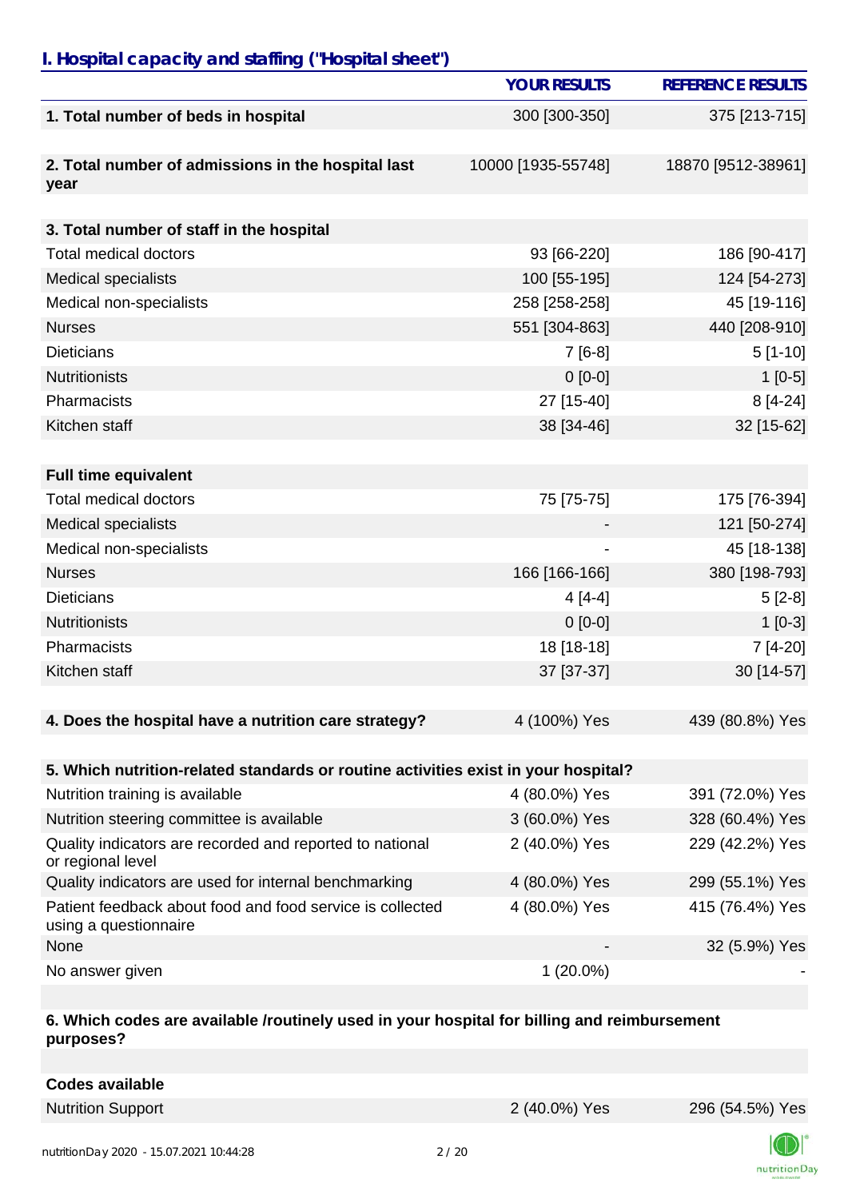## I. Hospital capacity and staffing ("Hospital sheet")

| | YOUR RESULTS | REFERENCE RESULTS |
|---|---|---|
| **1. Total number of beds in hospital** | 300 [300-350] | 375 [213-715] |
| **2. Total number of admissions in the hospital last year** | 10000 [1935-55748] | 18870 [9512-38961] |
| **3. Total number of staff in the hospital** | | |
| Total medical doctors | 93 [66-220] | 186 [90-417] |
| Medical specialists | 100 [55-195] | 124 [54-273] |
| Medical non-specialists | 258 [258-258] | 45 [19-116] |
| Nurses | 551 [304-863] | 440 [208-910] |
| Dieticians | 7 [6-8] | 5 [1-10] |
| Nutritionists | 0 [0-0] | 1 [0-5] |
| Pharmacists | 27 [15-40] | 8 [4-24] |
| Kitchen staff | 38 [34-46] | 32 [15-62] |
| **Full time equivalent** | | |
| Total medical doctors | 75 [75-75] | 175 [76-394] |
| Medical specialists | - | 121 [50-274] |
| Medical non-specialists | - | 45 [18-138] |
| Nurses | 166 [166-166] | 380 [198-793] |
| Dieticians | 4 [4-4] | 5 [2-8] |
| Nutritionists | 0 [0-0] | 1 [0-3] |
| Pharmacists | 18 [18-18] | 7 [4-20] |
| Kitchen staff | 37 [37-37] | 30 [14-57] |
| **4. Does the hospital have a nutrition care strategy?** | 4 (100%) Yes | 439 (80.8%) Yes |
| **5. Which nutrition-related standards or routine activities exist in your hospital?** | | |
| Nutrition training is available | 4 (80.0%) Yes | 391 (72.0%) Yes |
| Nutrition steering committee is available | 3 (60.0%) Yes | 328 (60.4%) Yes |
| Quality indicators are recorded and reported to national or regional level | 2 (40.0%) Yes | 229 (42.2%) Yes |
| Quality indicators are used for internal benchmarking | 4 (80.0%) Yes | 299 (55.1%) Yes |
| Patient feedback about food and food service is collected using a questionnaire | 4 (80.0%) Yes | 415 (76.4%) Yes |
| None | - | 32 (5.9%) Yes |
| No answer given | 1 (20.0%) | - |
| **6. Which codes are available /routinely used in your hospital for billing and reimbursement purposes?** | | |
| **Codes available** | | |
| Nutrition Support | 2 (40.0%) Yes | 296 (54.5%) Yes |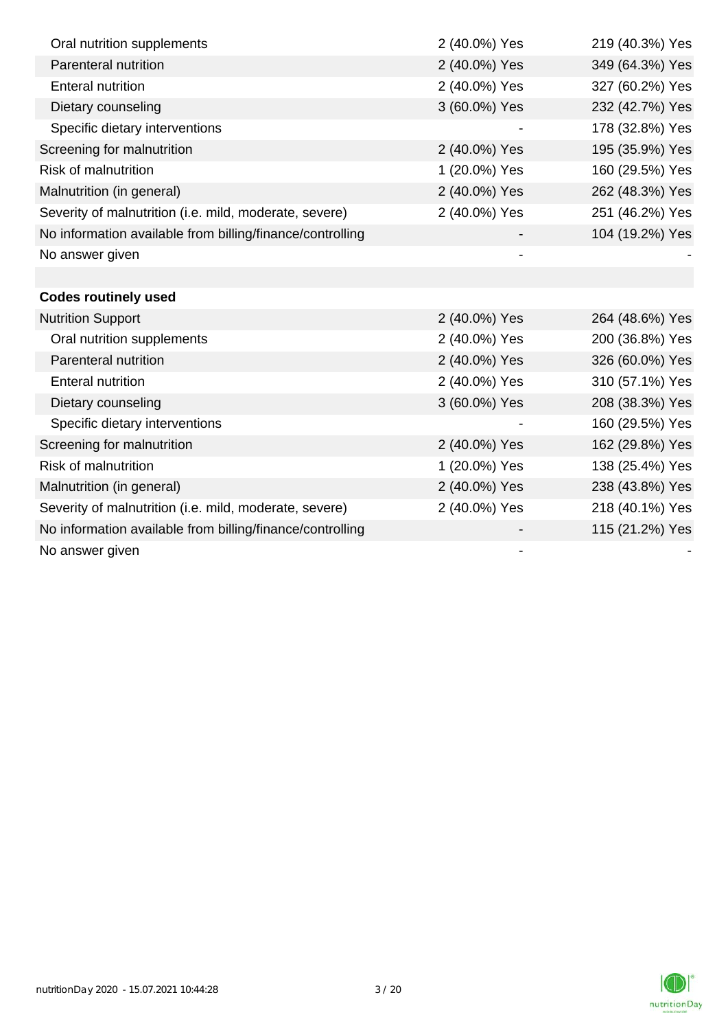| | | |
|---|---|---|
| Oral nutrition supplements | 2 (40.0%) Yes | 219 (40.3%) Yes |
| Parenteral nutrition | 2 (40.0%) Yes | 349 (64.3%) Yes |
| Enteral nutrition | 2 (40.0%) Yes | 327 (60.2%) Yes |
| Dietary counseling | 3 (60.0%) Yes | 232 (42.7%) Yes |
| Specific dietary interventions | - | 178 (32.8%) Yes |
| Screening for malnutrition | 2 (40.0%) Yes | 195 (35.9%) Yes |
| Risk of malnutrition | 1 (20.0%) Yes | 160 (29.5%) Yes |
| Malnutrition (in general) | 2 (40.0%) Yes | 262 (48.3%) Yes |
| Severity of malnutrition (i.e. mild, moderate, severe) | 2 (40.0%) Yes | 251 (46.2%) Yes |
| No information available from billing/finance/controlling | - | 104 (19.2%) Yes |
| No answer given | - | - |
| | | |
| **Codes routinely used** | | |
| Nutrition Support | 2 (40.0%) Yes | 264 (48.6%) Yes |
| Oral nutrition supplements | 2 (40.0%) Yes | 200 (36.8%) Yes |
| Parenteral nutrition | 2 (40.0%) Yes | 326 (60.0%) Yes |
| Enteral nutrition | 2 (40.0%) Yes | 310 (57.1%) Yes |
| Dietary counseling | 3 (60.0%) Yes | 208 (38.3%) Yes |
| Specific dietary interventions | - | 160 (29.5%) Yes |
| Screening for malnutrition | 2 (40.0%) Yes | 162 (29.8%) Yes |
| Risk of malnutrition | 1 (20.0%) Yes | 138 (25.4%) Yes |
| Malnutrition (in general) | 2 (40.0%) Yes | 238 (43.8%) Yes |
| Severity of malnutrition (i.e. mild, moderate, severe) | 2 (40.0%) Yes | 218 (40.1%) Yes |
| No information available from billing/finance/controlling | - | 115 (21.2%) Yes |
| No answer given | - | - |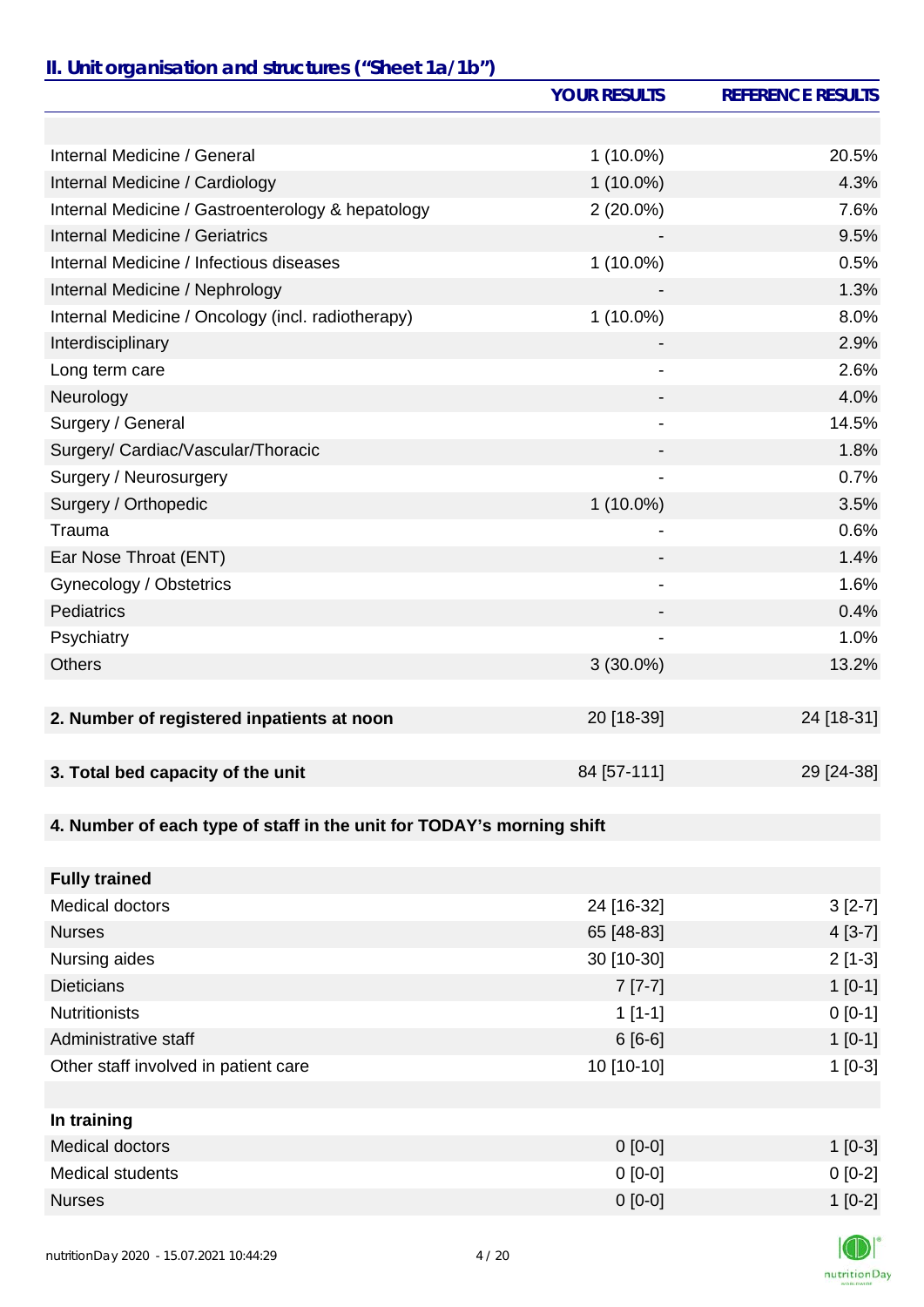## II. Unit organisation and structures ("Sheet 1a/1b")

| | YOUR RESULTS | REFERENCE RESULTS |
|---|---|---|
| | | |
| Internal Medicine / General | 1 (10.0%) | 20.5% |
| Internal Medicine / Cardiology | 1 (10.0%) | 4.3% |
| Internal Medicine / Gastroenterology & hepatology | 2 (20.0%) | 7.6% |
| Internal Medicine / Geriatrics | - | 9.5% |
| Internal Medicine / Infectious diseases | 1 (10.0%) | 0.5% |
| Internal Medicine / Nephrology | - | 1.3% |
| Internal Medicine / Oncology (incl. radiotherapy) | 1 (10.0%) | 8.0% |
| Interdisciplinary | - | 2.9% |
| Long term care | - | 2.6% |
| Neurology | - | 4.0% |
| Surgery / General | - | 14.5% |
| Surgery/ Cardiac/Vascular/Thoracic | - | 1.8% |
| Surgery / Neurosurgery | - | 0.7% |
| Surgery / Orthopedic | 1 (10.0%) | 3.5% |
| Trauma | - | 0.6% |
| Ear Nose Throat (ENT) | - | 1.4% |
| Gynecology / Obstetrics | - | 1.6% |
| Pediatrics | - | 0.4% |
| Psychiatry | - | 1.0% |
| Others | 3 (30.0%) | 13.2% |
| | | |
| **2. Number of registered inpatients at noon** | 20 [18-39] | 24 [18-31] |
| | | |
| **3. Total bed capacity of the unit** | 84 [57-111] | 29 [24-38] |
| | | |
| **4. Number of each type of staff in the unit for TODAY's morning shift** | | |
| | | |
| **Fully trained** | | |
| Medical doctors | 24 [16-32] | 3 [2-7] |
| Nurses | 65 [48-83] | 4 [3-7] |
| Nursing aides | 30 [10-30] | 2 [1-3] |
| Dieticians | 7 [7-7] | 1 [0-1] |
| Nutritionists | 1 [1-1] | 0 [0-1] |
| Administrative staff | 6 [6-6] | 1 [0-1] |
| Other staff involved in patient care | 10 [10-10] | 1 [0-3] |
| | | |
| **In training** | | |
| Medical doctors | 0 [0-0] | 1 [0-3] |
| Medical students | 0 [0-0] | 0 [0-2] |
| Nurses | 0 [0-0] | 1 [0-2] |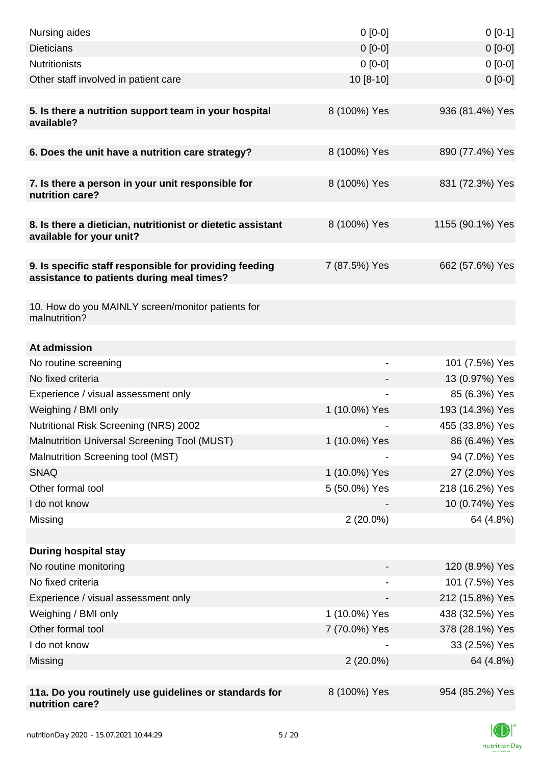| | | |
|---|---|---|
| Nursing aides | 0 [0-0] | 0 [0-1] |
| Dieticians | 0 [0-0] | 0 [0-0] |
| Nutritionists | 0 [0-0] | 0 [0-0] |
| Other staff involved in patient care | 10 [8-10] | 0 [0-0] |
| | | |
| **5. Is there a nutrition support team in your hospital available?** | 8 (100%) Yes | 936 (81.4%) Yes |
| | | |
| **6. Does the unit have a nutrition care strategy?** | 8 (100%) Yes | 890 (77.4%) Yes |
| | | |
| **7. Is there a person in your unit responsible for nutrition care?** | 8 (100%) Yes | 831 (72.3%) Yes |
| | | |
| **8. Is there a dietician, nutritionist or dietetic assistant available for your unit?** | 8 (100%) Yes | 1155 (90.1%) Yes |
| | | |
| **9. Is specific staff responsible for providing feeding assistance to patients during meal times?** | 7 (87.5%) Yes | 662 (57.6%) Yes |
| | | |
| 10. How do you MAINLY screen/monitor patients for malnutrition? | | |
| | | |
| **At admission** | | |
| No routine screening | - | 101 (7.5%) Yes |
| No fixed criteria | - | 13 (0.97%) Yes |
| Experience / visual assessment only | - | 85 (6.3%) Yes |
| Weighing / BMI only | 1 (10.0%) Yes | 193 (14.3%) Yes |
| Nutritional Risk Screening (NRS) 2002 | - | 455 (33.8%) Yes |
| Malnutrition Universal Screening Tool (MUST) | 1 (10.0%) Yes | 86 (6.4%) Yes |
| Malnutrition Screening tool (MST) | - | 94 (7.0%) Yes |
| SNAQ | 1 (10.0%) Yes | 27 (2.0%) Yes |
| Other formal tool | 5 (50.0%) Yes | 218 (16.2%) Yes |
| I do not know | - | 10 (0.74%) Yes |
| Missing | 2 (20.0%) | 64 (4.8%) |
| | | |
| **During hospital stay** | | |
| No routine monitoring | - | 120 (8.9%) Yes |
| No fixed criteria | - | 101 (7.5%) Yes |
| Experience / visual assessment only | - | 212 (15.8%) Yes |
| Weighing / BMI only | 1 (10.0%) Yes | 438 (32.5%) Yes |
| Other formal tool | 7 (70.0%) Yes | 378 (28.1%) Yes |
| I do not know | - | 33 (2.5%) Yes |
| Missing | 2 (20.0%) | 64 (4.8%) |
| | | |
| **11a. Do you routinely use guidelines or standards for nutrition care?** | 8 (100%) Yes | 954 (85.2%) Yes |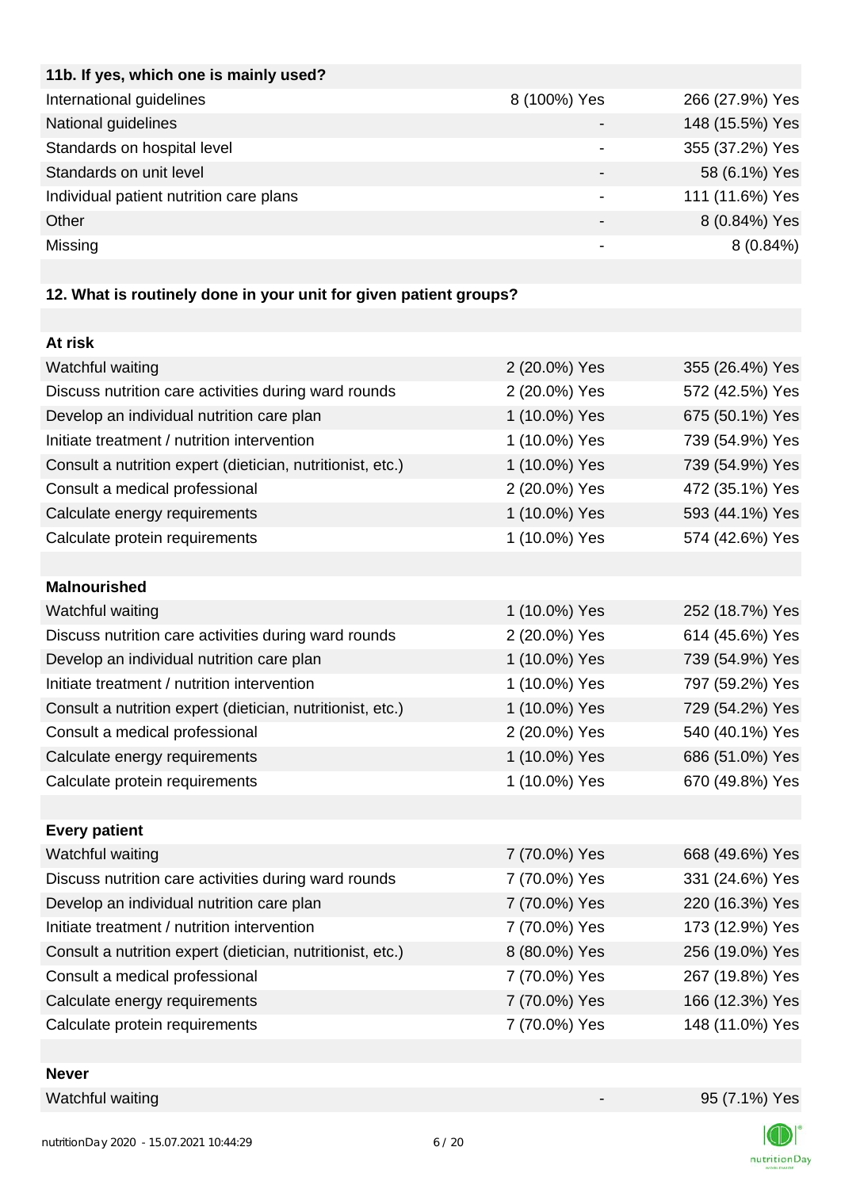| 11b. If yes, which one is mainly used? | | |
|---|---|---|
| International guidelines | 8 (100%) Yes | 266 (27.9%) Yes |
| National guidelines | - | 148 (15.5%) Yes |
| Standards on hospital level | - | 355 (37.2%) Yes |
| Standards on unit level | - | 58 (6.1%) Yes |
| Individual patient nutrition care plans | - | 111 (11.6%) Yes |
| Other | - | 8 (0.84%) Yes |
| Missing | - | 8 (0.84%) |

**12. What is routinely done in your unit for given patient groups?**

| At risk | | |
|---|---|---|
| Watchful waiting | 2 (20.0%) Yes | 355 (26.4%) Yes |
| Discuss nutrition care activities during ward rounds | 2 (20.0%) Yes | 572 (42.5%) Yes |
| Develop an individual nutrition care plan | 1 (10.0%) Yes | 675 (50.1%) Yes |
| Initiate treatment / nutrition intervention | 1 (10.0%) Yes | 739 (54.9%) Yes |
| Consult a nutrition expert (dietician, nutritionist, etc.) | 1 (10.0%) Yes | 739 (54.9%) Yes |
| Consult a medical professional | 2 (20.0%) Yes | 472 (35.1%) Yes |
| Calculate energy requirements | 1 (10.0%) Yes | 593 (44.1%) Yes |
| Calculate protein requirements | 1 (10.0%) Yes | 574 (42.6%) Yes |
| **Malnourished** | | |
| Watchful waiting | 1 (10.0%) Yes | 252 (18.7%) Yes |
| Discuss nutrition care activities during ward rounds | 2 (20.0%) Yes | 614 (45.6%) Yes |
| Develop an individual nutrition care plan | 1 (10.0%) Yes | 739 (54.9%) Yes |
| Initiate treatment / nutrition intervention | 1 (10.0%) Yes | 797 (59.2%) Yes |
| Consult a nutrition expert (dietician, nutritionist, etc.) | 1 (10.0%) Yes | 729 (54.2%) Yes |
| Consult a medical professional | 2 (20.0%) Yes | 540 (40.1%) Yes |
| Calculate energy requirements | 1 (10.0%) Yes | 686 (51.0%) Yes |
| Calculate protein requirements | 1 (10.0%) Yes | 670 (49.8%) Yes |
| **Every patient** | | |
| Watchful waiting | 7 (70.0%) Yes | 668 (49.6%) Yes |
| Discuss nutrition care activities during ward rounds | 7 (70.0%) Yes | 331 (24.6%) Yes |
| Develop an individual nutrition care plan | 7 (70.0%) Yes | 220 (16.3%) Yes |
| Initiate treatment / nutrition intervention | 7 (70.0%) Yes | 173 (12.9%) Yes |
| Consult a nutrition expert (dietician, nutritionist, etc.) | 8 (80.0%) Yes | 256 (19.0%) Yes |
| Consult a medical professional | 7 (70.0%) Yes | 267 (19.8%) Yes |
| Calculate energy requirements | 7 (70.0%) Yes | 166 (12.3%) Yes |
| Calculate protein requirements | 7 (70.0%) Yes | 148 (11.0%) Yes |
| **Never** | | |
| Watchful waiting | - | 95 (7.1%) Yes |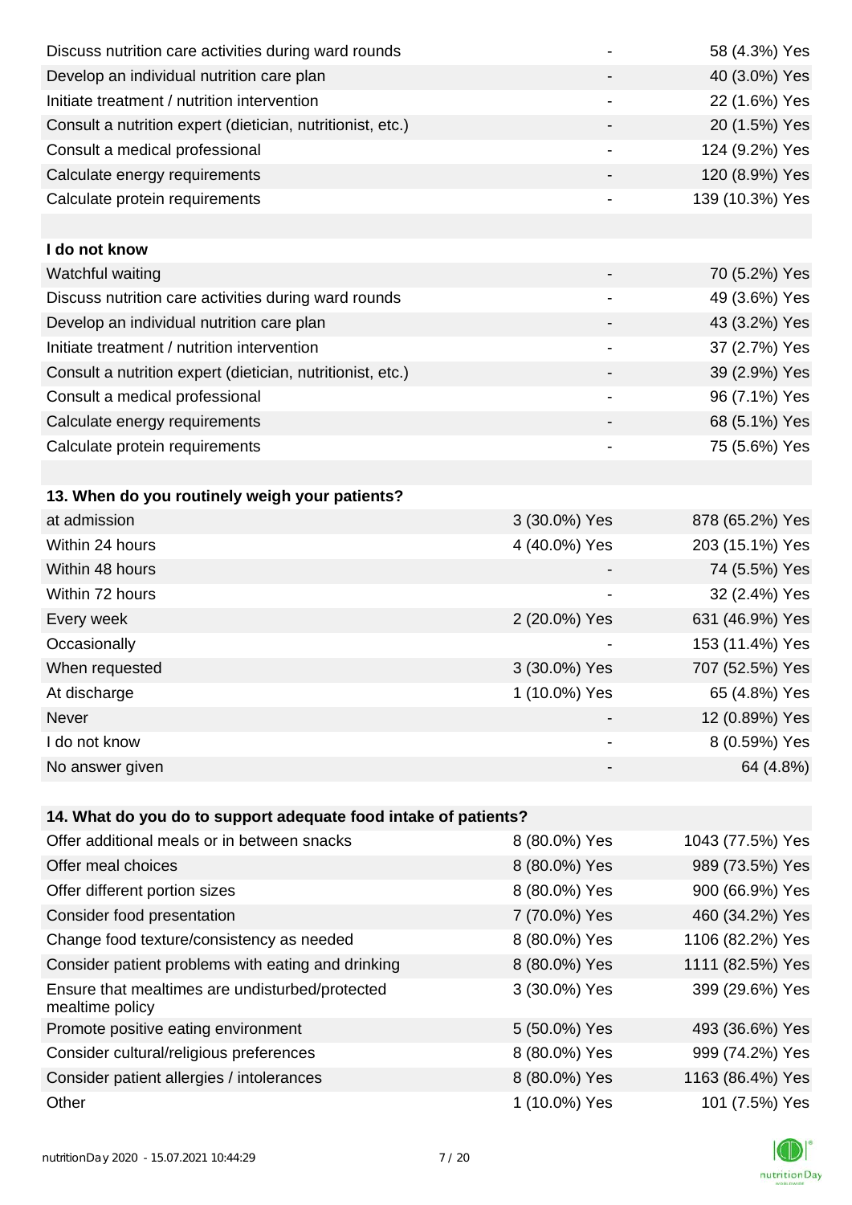| | | |
|---|---|---|
| Discuss nutrition care activities during ward rounds | - | 58 (4.3%) Yes |
| Develop an individual nutrition care plan | - | 40 (3.0%) Yes |
| Initiate treatment / nutrition intervention | - | 22 (1.6%) Yes |
| Consult a nutrition expert (dietician, nutritionist, etc.) | - | 20 (1.5%) Yes |
| Consult a medical professional | - | 124 (9.2%) Yes |
| Calculate energy requirements | - | 120 (8.9%) Yes |
| Calculate protein requirements | - | 139 (10.3%) Yes |
| | | |
| **I do not know** | | |
| Watchful waiting | - | 70 (5.2%) Yes |
| Discuss nutrition care activities during ward rounds | - | 49 (3.6%) Yes |
| Develop an individual nutrition care plan | - | 43 (3.2%) Yes |
| Initiate treatment / nutrition intervention | - | 37 (2.7%) Yes |
| Consult a nutrition expert (dietician, nutritionist, etc.) | - | 39 (2.9%) Yes |
| Consult a medical professional | - | 96 (7.1%) Yes |
| Calculate energy requirements | - | 68 (5.1%) Yes |
| Calculate protein requirements | - | 75 (5.6%) Yes |
| | | |
| **13. When do you routinely weigh your patients?** | | |
| at admission | 3 (30.0%) Yes | 878 (65.2%) Yes |
| Within 24 hours | 4 (40.0%) Yes | 203 (15.1%) Yes |
| Within 48 hours | - | 74 (5.5%) Yes |
| Within 72 hours | - | 32 (2.4%) Yes |
| Every week | 2 (20.0%) Yes | 631 (46.9%) Yes |
| Occasionally | - | 153 (11.4%) Yes |
| When requested | 3 (30.0%) Yes | 707 (52.5%) Yes |
| At discharge | 1 (10.0%) Yes | 65 (4.8%) Yes |
| Never | - | 12 (0.89%) Yes |
| I do not know | - | 8 (0.59%) Yes |
| No answer given | - | 64 (4.8%) |
| | | |
| **14. What do you do to support adequate food intake of patients?** | | |
| Offer additional meals or in between snacks | 8 (80.0%) Yes | 1043 (77.5%) Yes |
| Offer meal choices | 8 (80.0%) Yes | 989 (73.5%) Yes |
| Offer different portion sizes | 8 (80.0%) Yes | 900 (66.9%) Yes |
| Consider food presentation | 7 (70.0%) Yes | 460 (34.2%) Yes |
| Change food texture/consistency as needed | 8 (80.0%) Yes | 1106 (82.2%) Yes |
| Consider patient problems with eating and drinking | 8 (80.0%) Yes | 1111 (82.5%) Yes |
| Ensure that mealtimes are undisturbed/protected mealtime policy | 3 (30.0%) Yes | 399 (29.6%) Yes |
| Promote positive eating environment | 5 (50.0%) Yes | 493 (36.6%) Yes |
| Consider cultural/religious preferences | 8 (80.0%) Yes | 999 (74.2%) Yes |
| Consider patient allergies / intolerances | 8 (80.0%) Yes | 1163 (86.4%) Yes |
| Other | 1 (10.0%) Yes | 101 (7.5%) Yes |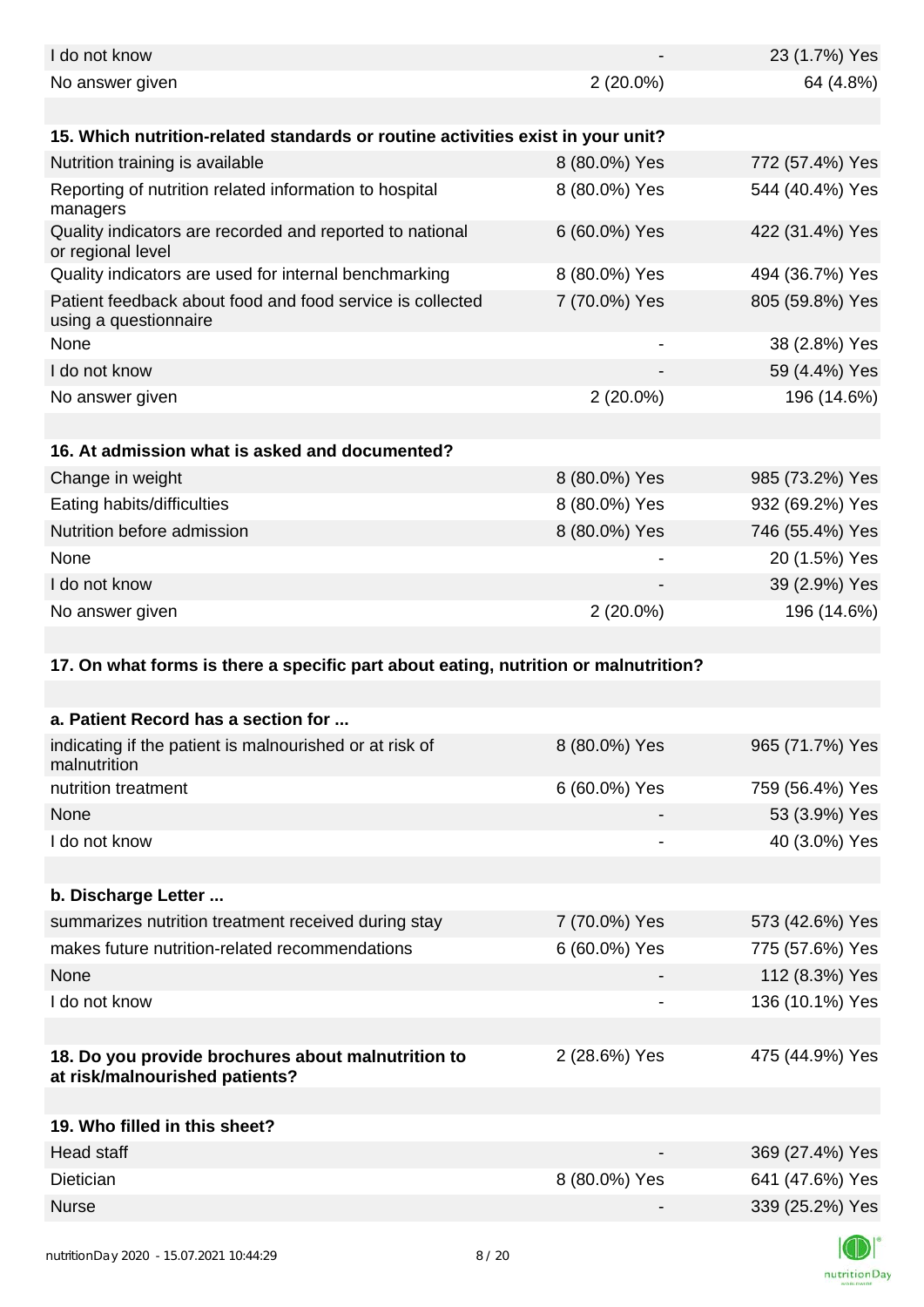| | | |
|---|---|---|
| I do not know | - | 23 (1.7%) Yes |
| No answer given | 2 (20.0%) | 64 (4.8%) |

| 15. Which nutrition-related standards or routine activities exist in your unit? | | |
|---|---|---|
| Nutrition training is available | 8 (80.0%) Yes | 772 (57.4%) Yes |
| Reporting of nutrition related information to hospital managers | 8 (80.0%) Yes | 544 (40.4%) Yes |
| Quality indicators are recorded and reported to national or regional level | 6 (60.0%) Yes | 422 (31.4%) Yes |
| Quality indicators are used for internal benchmarking | 8 (80.0%) Yes | 494 (36.7%) Yes |
| Patient feedback about food and food service is collected using a questionnaire | 7 (70.0%) Yes | 805 (59.8%) Yes |
| None | - | 38 (2.8%) Yes |
| I do not know | - | 59 (4.4%) Yes |
| No answer given | 2 (20.0%) | 196 (14.6%) |

| 16. At admission what is asked and documented? | | |
|---|---|---|
| Change in weight | 8 (80.0%) Yes | 985 (73.2%) Yes |
| Eating habits/difficulties | 8 (80.0%) Yes | 932 (69.2%) Yes |
| Nutrition before admission | 8 (80.0%) Yes | 746 (55.4%) Yes |
| None | - | 20 (1.5%) Yes |
| I do not know | - | 39 (2.9%) Yes |
| No answer given | 2 (20.0%) | 196 (14.6%) |

**17. On what forms is there a specific part about eating, nutrition or malnutrition?**

| a. Patient Record has a section for ... | | |
|---|---|---|
| indicating if the patient is malnourished or at risk of malnutrition | 8 (80.0%) Yes | 965 (71.7%) Yes |
| nutrition treatment | 6 (60.0%) Yes | 759 (56.4%) Yes |
| None | - | 53 (3.9%) Yes |
| I do not know | - | 40 (3.0%) Yes |

| b. Discharge Letter ... | | |
|---|---|---|
| summarizes nutrition treatment received during stay | 7 (70.0%) Yes | 573 (42.6%) Yes |
| makes future nutrition-related recommendations | 6 (60.0%) Yes | 775 (57.6%) Yes |
| None | - | 112 (8.3%) Yes |
| I do not know | - | 136 (10.1%) Yes |

| | | |
|---|---|---|
| **18. Do you provide brochures about malnutrition to at risk/malnourished patients?** | 2 (28.6%) Yes | 475 (44.9%) Yes |

| 19. Who filled in this sheet? | | |
|---|---|---|
| Head staff | - | 369 (27.4%) Yes |
| Dietician | 8 (80.0%) Yes | 641 (47.6%) Yes |
| Nurse | - | 339 (25.2%) Yes |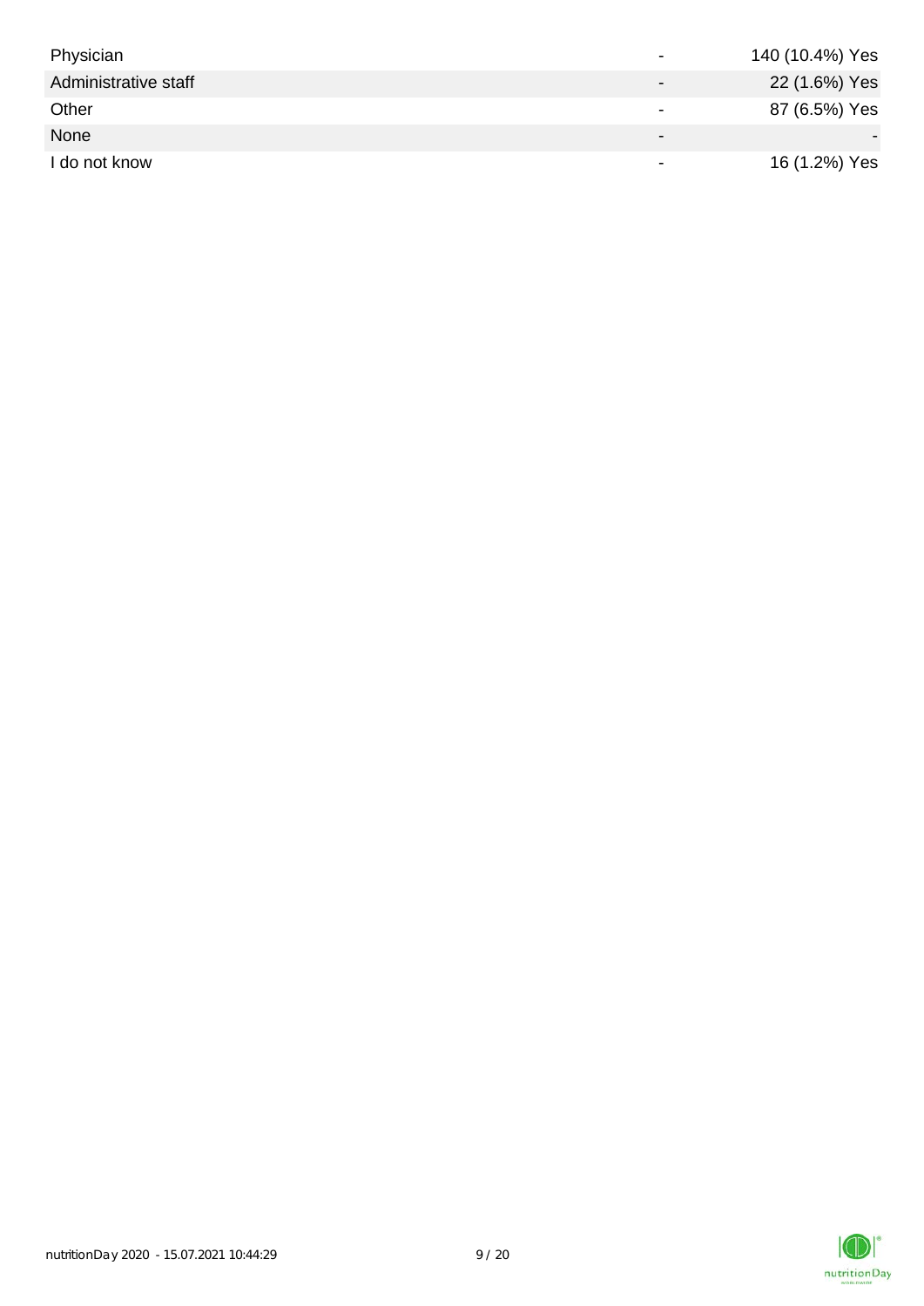| | | |
|---|---|---|
| Physician | - | 140 (10.4%) Yes |
| Administrative staff | - | 22 (1.6%) Yes |
| Other | - | 87 (6.5%) Yes |
| None | - | - |
| I do not know | - | 16 (1.2%) Yes |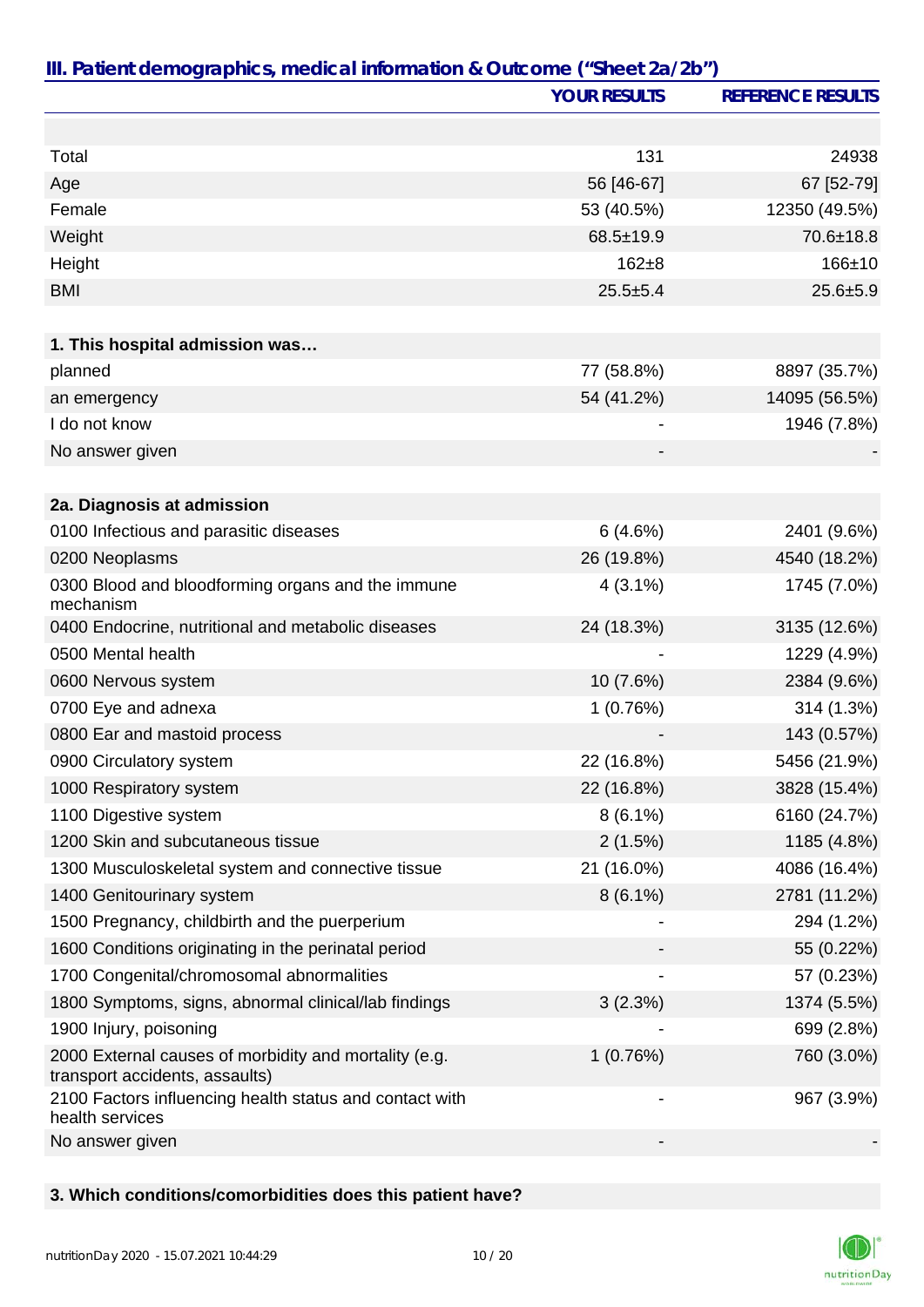## III. Patient demographics, medical information & Outcome ("Sheet 2a/2b")

| | YOUR RESULTS | REFERENCE RESULTS |
|---|---|---|
| Total | 131 | 24938 |
| Age | 56 [46-67] | 67 [52-79] |
| Female | 53 (40.5%) | 12350 (49.5%) |
| Weight | 68.5±19.9 | 70.6±18.8 |
| Height | 162±8 | 166±10 |
| BMI | 25.5±5.4 | 25.6±5.9 |
| **1. This hospital admission was…** | | |
| planned | 77 (58.8%) | 8897 (35.7%) |
| an emergency | 54 (41.2%) | 14095 (56.5%) |
| I do not know | - | 1946 (7.8%) |
| No answer given | - | - |
| **2a. Diagnosis at admission** | | |
| 0100 Infectious and parasitic diseases | 6 (4.6%) | 2401 (9.6%) |
| 0200 Neoplasms | 26 (19.8%) | 4540 (18.2%) |
| 0300 Blood and bloodforming organs and the immune mechanism | 4 (3.1%) | 1745 (7.0%) |
| 0400 Endocrine, nutritional and metabolic diseases | 24 (18.3%) | 3135 (12.6%) |
| 0500 Mental health | - | 1229 (4.9%) |
| 0600 Nervous system | 10 (7.6%) | 2384 (9.6%) |
| 0700 Eye and adnexa | 1 (0.76%) | 314 (1.3%) |
| 0800 Ear and mastoid process | - | 143 (0.57%) |
| 0900 Circulatory system | 22 (16.8%) | 5456 (21.9%) |
| 1000 Respiratory system | 22 (16.8%) | 3828 (15.4%) |
| 1100 Digestive system | 8 (6.1%) | 6160 (24.7%) |
| 1200 Skin and subcutaneous tissue | 2 (1.5%) | 1185 (4.8%) |
| 1300 Musculoskeletal system and connective tissue | 21 (16.0%) | 4086 (16.4%) |
| 1400 Genitourinary system | 8 (6.1%) | 2781 (11.2%) |
| 1500 Pregnancy, childbirth and the puerperium | - | 294 (1.2%) |
| 1600 Conditions originating in the perinatal period | - | 55 (0.22%) |
| 1700 Congenital/chromosomal abnormalities | - | 57 (0.23%) |
| 1800 Symptoms, signs, abnormal clinical/lab findings | 3 (2.3%) | 1374 (5.5%) |
| 1900 Injury, poisoning | - | 699 (2.8%) |
| 2000 External causes of morbidity and mortality (e.g. transport accidents, assaults) | 1 (0.76%) | 760 (3.0%) |
| 2100 Factors influencing health status and contact with health services | - | 967 (3.9%) |
| No answer given | - | - |
| **3. Which conditions/comorbidities does this patient have?** | | |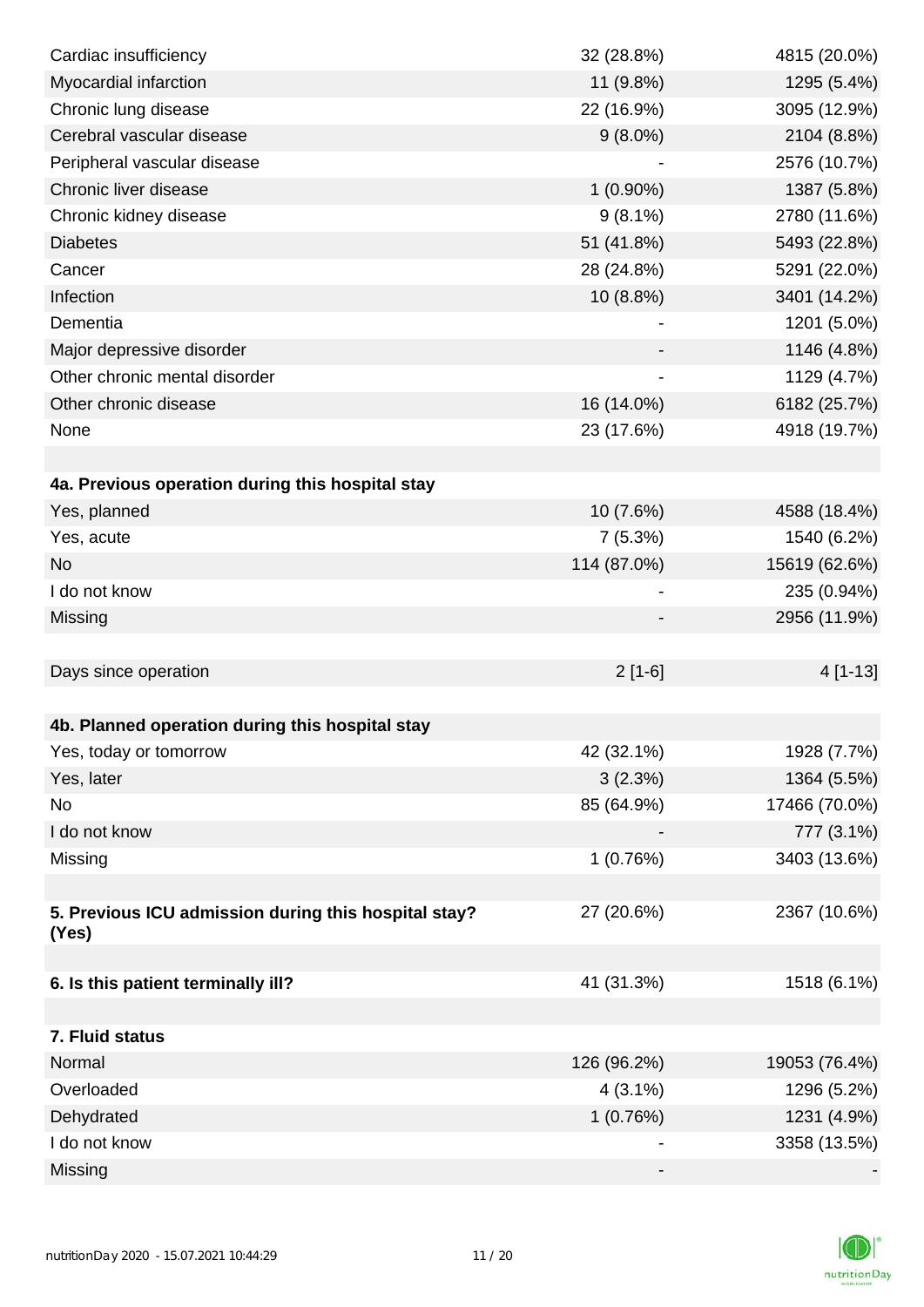| | | |
|---|---|---|
| Cardiac insufficiency | 32 (28.8%) | 4815 (20.0%) |
| Myocardial infarction | 11 (9.8%) | 1295 (5.4%) |
| Chronic lung disease | 22 (16.9%) | 3095 (12.9%) |
| Cerebral vascular disease | 9 (8.0%) | 2104 (8.8%) |
| Peripheral vascular disease | - | 2576 (10.7%) |
| Chronic liver disease | 1 (0.90%) | 1387 (5.8%) |
| Chronic kidney disease | 9 (8.1%) | 2780 (11.6%) |
| Diabetes | 51 (41.8%) | 5493 (22.8%) |
| Cancer | 28 (24.8%) | 5291 (22.0%) |
| Infection | 10 (8.8%) | 3401 (14.2%) |
| Dementia | - | 1201 (5.0%) |
| Major depressive disorder | - | 1146 (4.8%) |
| Other chronic mental disorder | - | 1129 (4.7%) |
| Other chronic disease | 16 (14.0%) | 6182 (25.7%) |
| None | 23 (17.6%) | 4918 (19.7%) |
| | | |
| **4a. Previous operation during this hospital stay** | | |
| Yes, planned | 10 (7.6%) | 4588 (18.4%) |
| Yes, acute | 7 (5.3%) | 1540 (6.2%) |
| No | 114 (87.0%) | 15619 (62.6%) |
| I do not know | - | 235 (0.94%) |
| Missing | - | 2956 (11.9%) |
| | | |
| Days since operation | 2 [1-6] | 4 [1-13] |
| | | |
| **4b. Planned operation during this hospital stay** | | |
| Yes, today or tomorrow | 42 (32.1%) | 1928 (7.7%) |
| Yes, later | 3 (2.3%) | 1364 (5.5%) |
| No | 85 (64.9%) | 17466 (70.0%) |
| I do not know | - | 777 (3.1%) |
| Missing | 1 (0.76%) | 3403 (13.6%) |
| | | |
| **5. Previous ICU admission during this hospital stay? (Yes)** | 27 (20.6%) | 2367 (10.6%) |
| | | |
| **6. Is this patient terminally ill?** | 41 (31.3%) | 1518 (6.1%) |
| | | |
| **7. Fluid status** | | |
| Normal | 126 (96.2%) | 19053 (76.4%) |
| Overloaded | 4 (3.1%) | 1296 (5.2%) |
| Dehydrated | 1 (0.76%) | 1231 (4.9%) |
| I do not know | - | 3358 (13.5%) |
| Missing | - | - |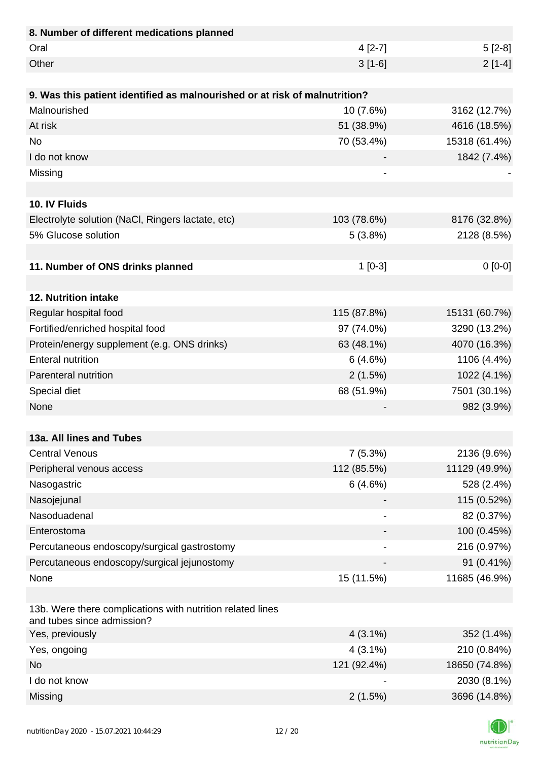| | | |
|---|---|---|
| **8. Number of different medications planned** | | |
| Oral | 4 [2-7] | 5 [2-8] |
| Other | 3 [1-6] | 2 [1-4] |
| | | |
| **9. Was this patient identified as malnourished or at risk of malnutrition?** | | |
| Malnourished | 10 (7.6%) | 3162 (12.7%) |
| At risk | 51 (38.9%) | 4616 (18.5%) |
| No | 70 (53.4%) | 15318 (61.4%) |
| I do not know | - | 1842 (7.4%) |
| Missing | - | - |
| | | |
| **10. IV Fluids** | | |
| Electrolyte solution (NaCl, Ringers lactate, etc) | 103 (78.6%) | 8176 (32.8%) |
| 5% Glucose solution | 5 (3.8%) | 2128 (8.5%) |
| | | |
| **11. Number of ONS drinks planned** | 1 [0-3] | 0 [0-0] |
| | | |
| **12. Nutrition intake** | | |
| Regular hospital food | 115 (87.8%) | 15131 (60.7%) |
| Fortified/enriched hospital food | 97 (74.0%) | 3290 (13.2%) |
| Protein/energy supplement (e.g. ONS drinks) | 63 (48.1%) | 4070 (16.3%) |
| Enteral nutrition | 6 (4.6%) | 1106 (4.4%) |
| Parenteral nutrition | 2 (1.5%) | 1022 (4.1%) |
| Special diet | 68 (51.9%) | 7501 (30.1%) |
| None | - | 982 (3.9%) |
| | | |
| **13a. All lines and Tubes** | | |
| Central Venous | 7 (5.3%) | 2136 (9.6%) |
| Peripheral venous access | 112 (85.5%) | 11129 (49.9%) |
| Nasogastric | 6 (4.6%) | 528 (2.4%) |
| Nasojejunal | - | 115 (0.52%) |
| Nasoduadenal | - | 82 (0.37%) |
| Enterostoma | - | 100 (0.45%) |
| Percutaneous endoscopy/surgical gastrostomy | - | 216 (0.97%) |
| Percutaneous endoscopy/surgical jejunostomy | - | 91 (0.41%) |
| None | 15 (11.5%) | 11685 (46.9%) |
| | | |
| 13b. Were there complications with nutrition related lines and tubes since admission? | | |
| Yes, previously | 4 (3.1%) | 352 (1.4%) |
| Yes, ongoing | 4 (3.1%) | 210 (0.84%) |
| No | 121 (92.4%) | 18650 (74.8%) |
| I do not know | - | 2030 (8.1%) |
| Missing | 2 (1.5%) | 3696 (14.8%) |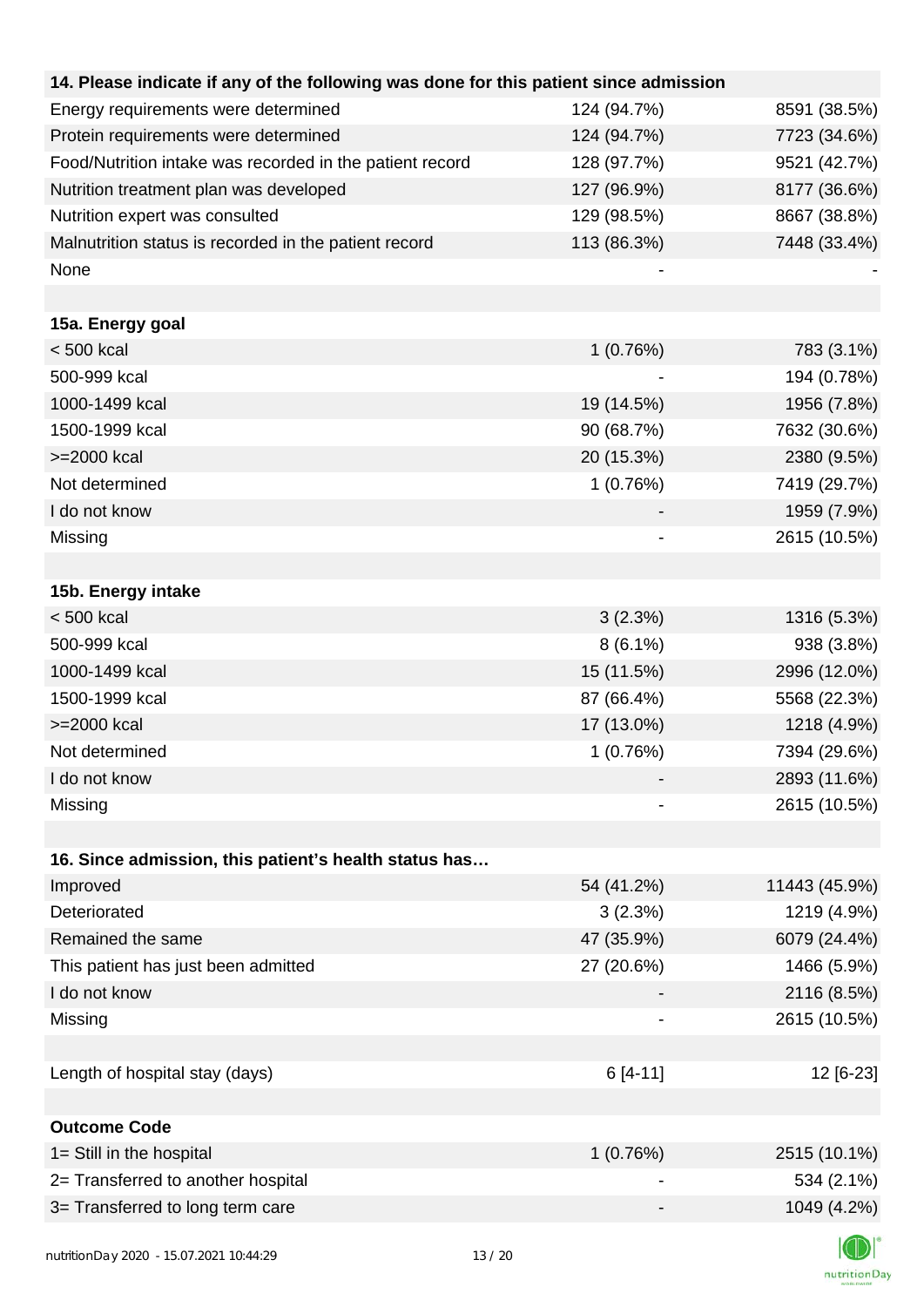| | | |
|---|---|---|
| **14. Please indicate if any of the following was done for this patient since admission** | | |
| Energy requirements were determined | 124 (94.7%) | 8591 (38.5%) |
| Protein requirements were determined | 124 (94.7%) | 7723 (34.6%) |
| Food/Nutrition intake was recorded in the patient record | 128 (97.7%) | 9521 (42.7%) |
| Nutrition treatment plan was developed | 127 (96.9%) | 8177 (36.6%) |
| Nutrition expert was consulted | 129 (98.5%) | 8667 (38.8%) |
| Malnutrition status is recorded in the patient record | 113 (86.3%) | 7448 (33.4%) |
| None | - | - |
| | | |
| **15a. Energy goal** | | |
| < 500 kcal | 1 (0.76%) | 783 (3.1%) |
| 500-999 kcal | - | 194 (0.78%) |
| 1000-1499 kcal | 19 (14.5%) | 1956 (7.8%) |
| 1500-1999 kcal | 90 (68.7%) | 7632 (30.6%) |
| >=2000 kcal | 20 (15.3%) | 2380 (9.5%) |
| Not determined | 1 (0.76%) | 7419 (29.7%) |
| I do not know | - | 1959 (7.9%) |
| Missing | - | 2615 (10.5%) |
| | | |
| **15b. Energy intake** | | |
| < 500 kcal | 3 (2.3%) | 1316 (5.3%) |
| 500-999 kcal | 8 (6.1%) | 938 (3.8%) |
| 1000-1499 kcal | 15 (11.5%) | 2996 (12.0%) |
| 1500-1999 kcal | 87 (66.4%) | 5568 (22.3%) |
| >=2000 kcal | 17 (13.0%) | 1218 (4.9%) |
| Not determined | 1 (0.76%) | 7394 (29.6%) |
| I do not know | - | 2893 (11.6%) |
| Missing | - | 2615 (10.5%) |
| | | |
| **16. Since admission, this patient's health status has…** | | |
| Improved | 54 (41.2%) | 11443 (45.9%) |
| Deteriorated | 3 (2.3%) | 1219 (4.9%) |
| Remained the same | 47 (35.9%) | 6079 (24.4%) |
| This patient has just been admitted | 27 (20.6%) | 1466 (5.9%) |
| I do not know | - | 2116 (8.5%) |
| Missing | - | 2615 (10.5%) |
| | | |
| Length of hospital stay (days) | 6 [4-11] | 12 [6-23] |
| | | |
| **Outcome Code** | | |
| 1= Still in the hospital | 1 (0.76%) | 2515 (10.1%) |
| 2= Transferred to another hospital | - | 534 (2.1%) |
| 3= Transferred to long term care | - | 1049 (4.2%) |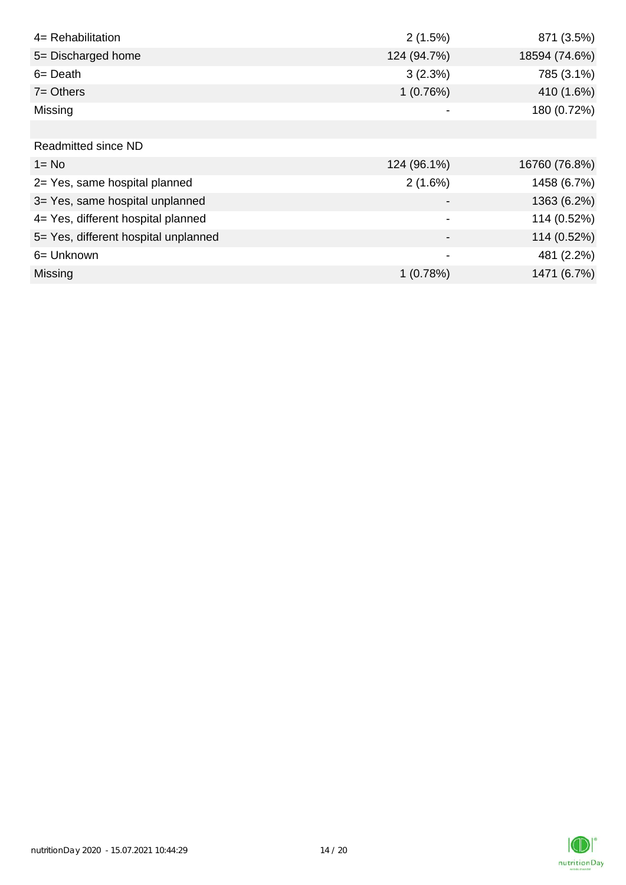| | | |
|---|---|---|
| 4= Rehabilitation | 2 (1.5%) | 871 (3.5%) |
| 5= Discharged home | 124 (94.7%) | 18594 (74.6%) |
| 6= Death | 3 (2.3%) | 785 (3.1%) |
| 7= Others | 1 (0.76%) | 410 (1.6%) |
| Missing | - | 180 (0.72%) |
| | | |
| Readmitted since ND | | |
| 1= No | 124 (96.1%) | 16760 (76.8%) |
| 2= Yes, same hospital planned | 2 (1.6%) | 1458 (6.7%) |
| 3= Yes, same hospital unplanned | - | 1363 (6.2%) |
| 4= Yes, different hospital planned | - | 114 (0.52%) |
| 5= Yes, different hospital unplanned | - | 114 (0.52%) |
| 6= Unknown | - | 481 (2.2%) |
| Missing | 1 (0.78%) | 1471 (6.7%) |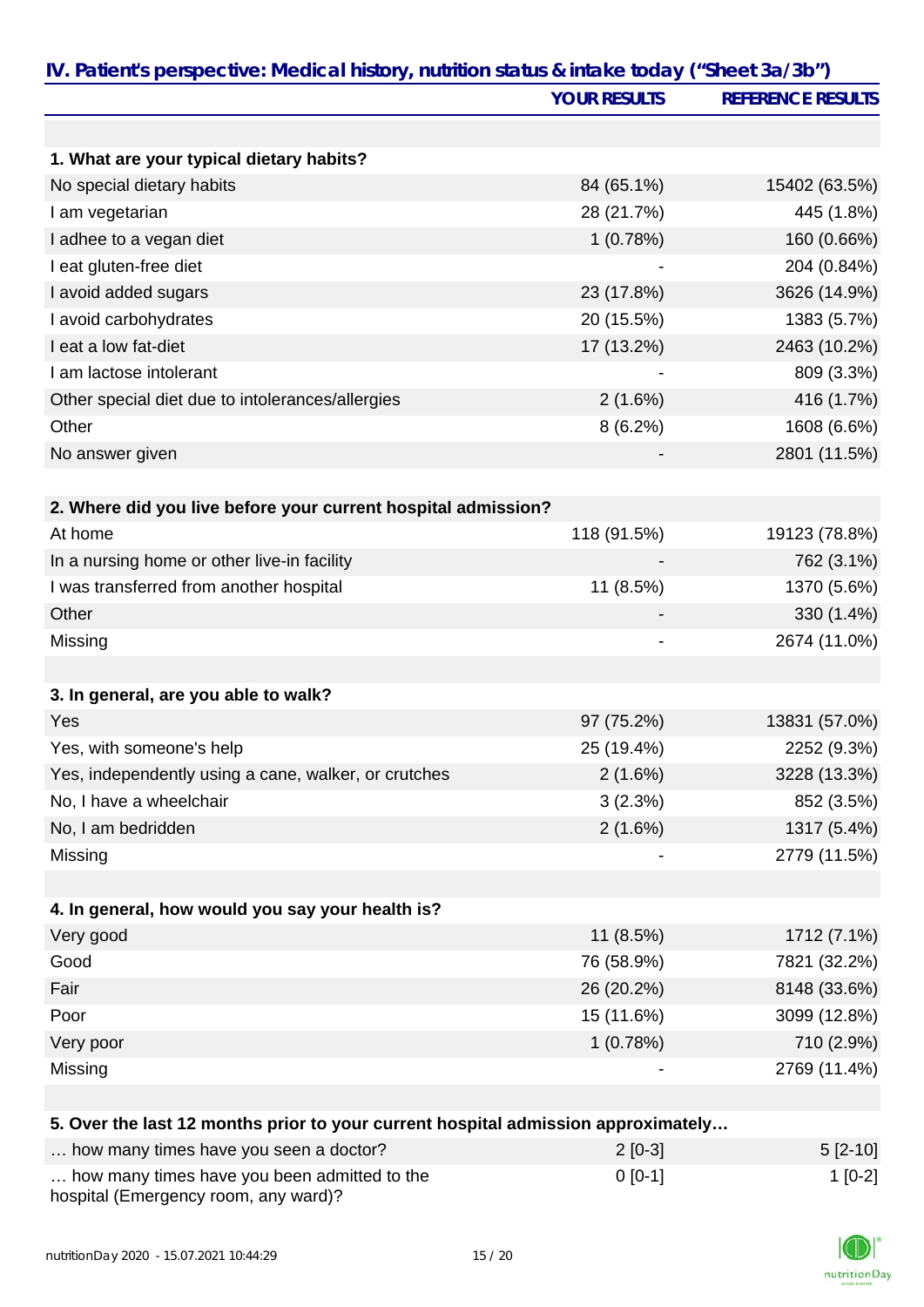## IV. Patient's perspective: Medical history, nutrition status & intake today ("Sheet 3a/3b")

| | YOUR RESULTS | REFERENCE RESULTS |
|---|---|---|
| **1. What are your typical dietary habits?** | | |
| No special dietary habits | 84 (65.1%) | 15402 (63.5%) |
| I am vegetarian | 28 (21.7%) | 445 (1.8%) |
| I adhee to a vegan diet | 1 (0.78%) | 160 (0.66%) |
| I eat gluten-free diet | - | 204 (0.84%) |
| I avoid added sugars | 23 (17.8%) | 3626 (14.9%) |
| I avoid carbohydrates | 20 (15.5%) | 1383 (5.7%) |
| I eat a low fat-diet | 17 (13.2%) | 2463 (10.2%) |
| I am lactose intolerant | - | 809 (3.3%) |
| Other special diet due to intolerances/allergies | 2 (1.6%) | 416 (1.7%) |
| Other | 8 (6.2%) | 1608 (6.6%) |
| No answer given | - | 2801 (11.5%) |
| **2. Where did you live before your current hospital admission?** | | |
| At home | 118 (91.5%) | 19123 (78.8%) |
| In a nursing home or other live-in facility | - | 762 (3.1%) |
| I was transferred from another hospital | 11 (8.5%) | 1370 (5.6%) |
| Other | - | 330 (1.4%) |
| Missing | - | 2674 (11.0%) |
| **3. In general, are you able to walk?** | | |
| Yes | 97 (75.2%) | 13831 (57.0%) |
| Yes, with someone's help | 25 (19.4%) | 2252 (9.3%) |
| Yes, independently using a cane, walker, or crutches | 2 (1.6%) | 3228 (13.3%) |
| No, I have a wheelchair | 3 (2.3%) | 852 (3.5%) |
| No, I am bedridden | 2 (1.6%) | 1317 (5.4%) |
| Missing | - | 2779 (11.5%) |
| **4. In general, how would you say your health is?** | | |
| Very good | 11 (8.5%) | 1712 (7.1%) |
| Good | 76 (58.9%) | 7821 (32.2%) |
| Fair | 26 (20.2%) | 8148 (33.6%) |
| Poor | 15 (11.6%) | 3099 (12.8%) |
| Very poor | 1 (0.78%) | 710 (2.9%) |
| Missing | - | 2769 (11.4%) |
| **5. Over the last 12 months prior to your current hospital admission approximately…** | | |
| … how many times have you seen a doctor? | 2 [0-3] | 5 [2-10] |
| … how many times have you been admitted to the hospital (Emergency room, any ward)? | 0 [0-1] | 1 [0-2] |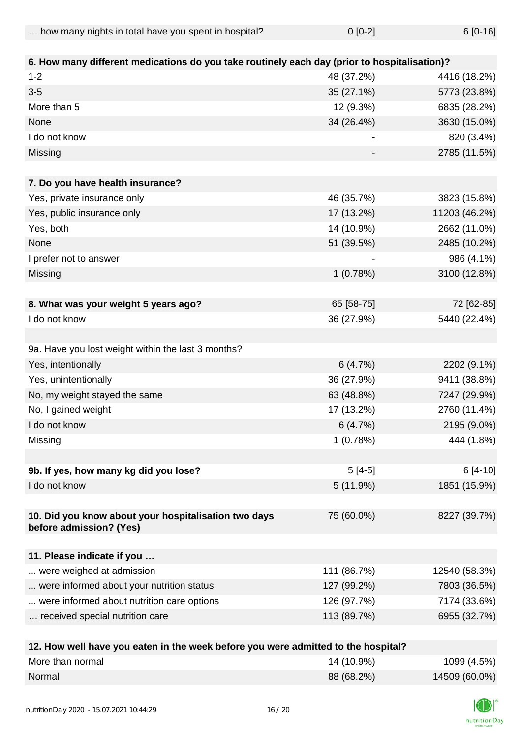| | | |
|---|---|---|
| … how many nights in total have you spent in hospital? | 0 [0-2] | 6 [0-16] |
| | | |
| **6. How many different medications do you take routinely each day (prior to hospitalisation)?** | | |
| 1-2 | 48 (37.2%) | 4416 (18.2%) |
| 3-5 | 35 (27.1%) | 5773 (23.8%) |
| More than 5 | 12 (9.3%) | 6835 (28.2%) |
| None | 34 (26.4%) | 3630 (15.0%) |
| I do not know | - | 820 (3.4%) |
| Missing | - | 2785 (11.5%) |
| | | |
| **7. Do you have health insurance?** | | |
| Yes, private insurance only | 46 (35.7%) | 3823 (15.8%) |
| Yes, public insurance only | 17 (13.2%) | 11203 (46.2%) |
| Yes, both | 14 (10.9%) | 2662 (11.0%) |
| None | 51 (39.5%) | 2485 (10.2%) |
| I prefer not to answer | - | 986 (4.1%) |
| Missing | 1 (0.78%) | 3100 (12.8%) |
| | | |
| **8. What was your weight 5 years ago?** | 65 [58-75] | 72 [62-85] |
| I do not know | 36 (27.9%) | 5440 (22.4%) |
| | | |
| 9a. Have you lost weight within the last 3 months? | | |
| Yes, intentionally | 6 (4.7%) | 2202 (9.1%) |
| Yes, unintentionally | 36 (27.9%) | 9411 (38.8%) |
| No, my weight stayed the same | 63 (48.8%) | 7247 (29.9%) |
| No, I gained weight | 17 (13.2%) | 2760 (11.4%) |
| I do not know | 6 (4.7%) | 2195 (9.0%) |
| Missing | 1 (0.78%) | 444 (1.8%) |
| | | |
| **9b. If yes, how many kg did you lose?** | 5 [4-5] | 6 [4-10] |
| I do not know | 5 (11.9%) | 1851 (15.9%) |
| | | |
| **10. Did you know about your hospitalisation two days before admission? (Yes)** | 75 (60.0%) | 8227 (39.7%) |
| | | |
| **11. Please indicate if you …** | | |
| ... were weighed at admission | 111 (86.7%) | 12540 (58.3%) |
| ... were informed about your nutrition status | 127 (99.2%) | 7803 (36.5%) |
| ... were informed about nutrition care options | 126 (97.7%) | 7174 (33.6%) |
| … received special nutrition care | 113 (89.7%) | 6955 (32.7%) |
| | | |
| **12. How well have you eaten in the week before you were admitted to the hospital?** | | |
| More than normal | 14 (10.9%) | 1099 (4.5%) |
| Normal | 88 (68.2%) | 14509 (60.0%) |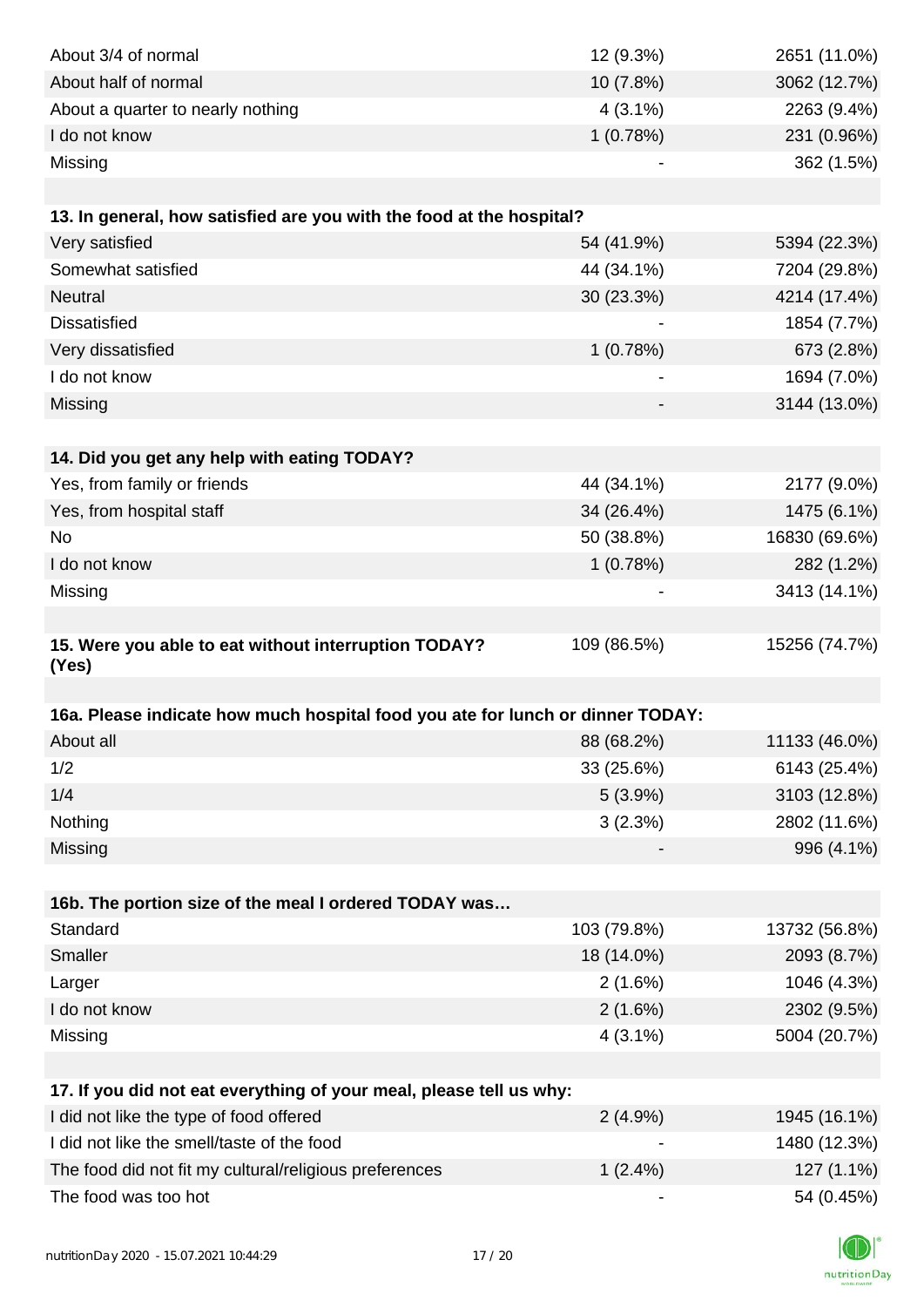| | | |
|---|---|---|
| About 3/4 of normal | 12 (9.3%) | 2651 (11.0%) |
| About half of normal | 10 (7.8%) | 3062 (12.7%) |
| About a quarter to nearly nothing | 4 (3.1%) | 2263 (9.4%) |
| I do not know | 1 (0.78%) | 231 (0.96%) |
| Missing | - | 362 (1.5%) |

| **13. In general, how satisfied are you with the food at the hospital?** | | |
|---|---|---|
| Very satisfied | 54 (41.9%) | 5394 (22.3%) |
| Somewhat satisfied | 44 (34.1%) | 7204 (29.8%) |
| Neutral | 30 (23.3%) | 4214 (17.4%) |
| Dissatisfied | - | 1854 (7.7%) |
| Very dissatisfied | 1 (0.78%) | 673 (2.8%) |
| I do not know | - | 1694 (7.0%) |
| Missing | - | 3144 (13.0%) |

| **14. Did you get any help with eating TODAY?** | | |
|---|---|---|
| Yes, from family or friends | 44 (34.1%) | 2177 (9.0%) |
| Yes, from hospital staff | 34 (26.4%) | 1475 (6.1%) |
| No | 50 (38.8%) | 16830 (69.6%) |
| I do not know | 1 (0.78%) | 282 (1.2%) |
| Missing | - | 3413 (14.1%) |

| **15. Were you able to eat without interruption TODAY? (Yes)** | 109 (86.5%) | 15256 (74.7%) |
|---|---|---|

| **16a. Please indicate how much hospital food you ate for lunch or dinner TODAY:** | | |
|---|---|---|
| About all | 88 (68.2%) | 11133 (46.0%) |
| 1/2 | 33 (25.6%) | 6143 (25.4%) |
| 1/4 | 5 (3.9%) | 3103 (12.8%) |
| Nothing | 3 (2.3%) | 2802 (11.6%) |
| Missing | - | 996 (4.1%) |

| **16b. The portion size of the meal I ordered TODAY was…** | | |
|---|---|---|
| Standard | 103 (79.8%) | 13732 (56.8%) |
| Smaller | 18 (14.0%) | 2093 (8.7%) |
| Larger | 2 (1.6%) | 1046 (4.3%) |
| I do not know | 2 (1.6%) | 2302 (9.5%) |
| Missing | 4 (3.1%) | 5004 (20.7%) |

| **17. If you did not eat everything of your meal, please tell us why:** | | |
|---|---|---|
| I did not like the type of food offered | 2 (4.9%) | 1945 (16.1%) |
| I did not like the smell/taste of the food | - | 1480 (12.3%) |
| The food did not fit my cultural/religious preferences | 1 (2.4%) | 127 (1.1%) |
| The food was too hot | - | 54 (0.45%) |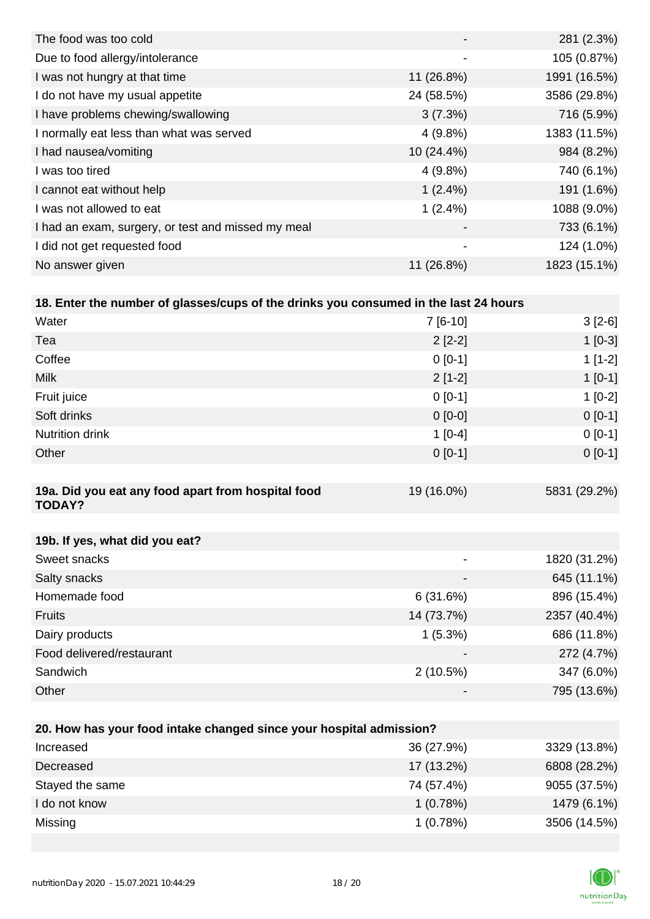| | | |
|---|---|---|
| The food was too cold | - | 281 (2.3%) |
| Due to food allergy/intolerance | - | 105 (0.87%) |
| I was not hungry at that time | 11 (26.8%) | 1991 (16.5%) |
| I do not have my usual appetite | 24 (58.5%) | 3586 (29.8%) |
| I have problems chewing/swallowing | 3 (7.3%) | 716 (5.9%) |
| I normally eat less than what was served | 4 (9.8%) | 1383 (11.5%) |
| I had nausea/vomiting | 10 (24.4%) | 984 (8.2%) |
| I was too tired | 4 (9.8%) | 740 (6.1%) |
| I cannot eat without help | 1 (2.4%) | 191 (1.6%) |
| I was not allowed to eat | 1 (2.4%) | 1088 (9.0%) |
| I had an exam, surgery, or test and missed my meal | - | 733 (6.1%) |
| I did not get requested food | - | 124 (1.0%) |
| No answer given | 11 (26.8%) | 1823 (15.1%) |

| **18. Enter the number of glasses/cups of the drinks you consumed in the last 24 hours** | | |
|---|---|---|
| Water | 7 [6-10] | 3 [2-6] |
| Tea | 2 [2-2] | 1 [0-3] |
| Coffee | 0 [0-1] | 1 [1-2] |
| Milk | 2 [1-2] | 1 [0-1] |
| Fruit juice | 0 [0-1] | 1 [0-2] |
| Soft drinks | 0 [0-0] | 0 [0-1] |
| Nutrition drink | 1 [0-4] | 0 [0-1] |
| Other | 0 [0-1] | 0 [0-1] |

| **19a. Did you eat any food apart from hospital food TODAY?** | 19 (16.0%) | 5831 (29.2%) |
|---|---|---|

| **19b. If yes, what did you eat?** | | |
|---|---|---|
| Sweet snacks | - | 1820 (31.2%) |
| Salty snacks | - | 645 (11.1%) |
| Homemade food | 6 (31.6%) | 896 (15.4%) |
| Fruits | 14 (73.7%) | 2357 (40.4%) |
| Dairy products | 1 (5.3%) | 686 (11.8%) |
| Food delivered/restaurant | - | 272 (4.7%) |
| Sandwich | 2 (10.5%) | 347 (6.0%) |
| Other | - | 795 (13.6%) |

| **20. How has your food intake changed since your hospital admission?** | | |
|---|---|---|
| Increased | 36 (27.9%) | 3329 (13.8%) |
| Decreased | 17 (13.2%) | 6808 (28.2%) |
| Stayed the same | 74 (57.4%) | 9055 (37.5%) |
| I do not know | 1 (0.78%) | 1479 (6.1%) |
| Missing | 1 (0.78%) | 3506 (14.5%) |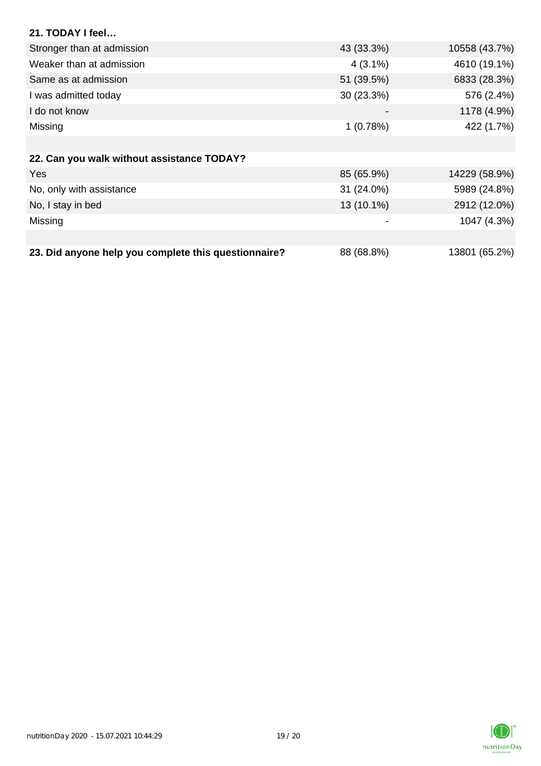| | | |
|---|---|---|
| **21. TODAY I feel…** | | |
| Stronger than at admission | 43 (33.3%) | 10558 (43.7%) |
| Weaker than at admission | 4 (3.1%) | 4610 (19.1%) |
| Same as at admission | 51 (39.5%) | 6833 (28.3%) |
| I was admitted today | 30 (23.3%) | 576 (2.4%) |
| I do not know | - | 1178 (4.9%) |
| Missing | 1 (0.78%) | 422 (1.7%) |
| | | |
| **22. Can you walk without assistance TODAY?** | | |
| Yes | 85 (65.9%) | 14229 (58.9%) |
| No, only with assistance | 31 (24.0%) | 5989 (24.8%) |
| No, I stay in bed | 13 (10.1%) | 2912 (12.0%) |
| Missing | - | 1047 (4.3%) |
| | | |
| **23. Did anyone help you complete this questionnaire?** | 88 (68.8%) | 13801 (65.2%) |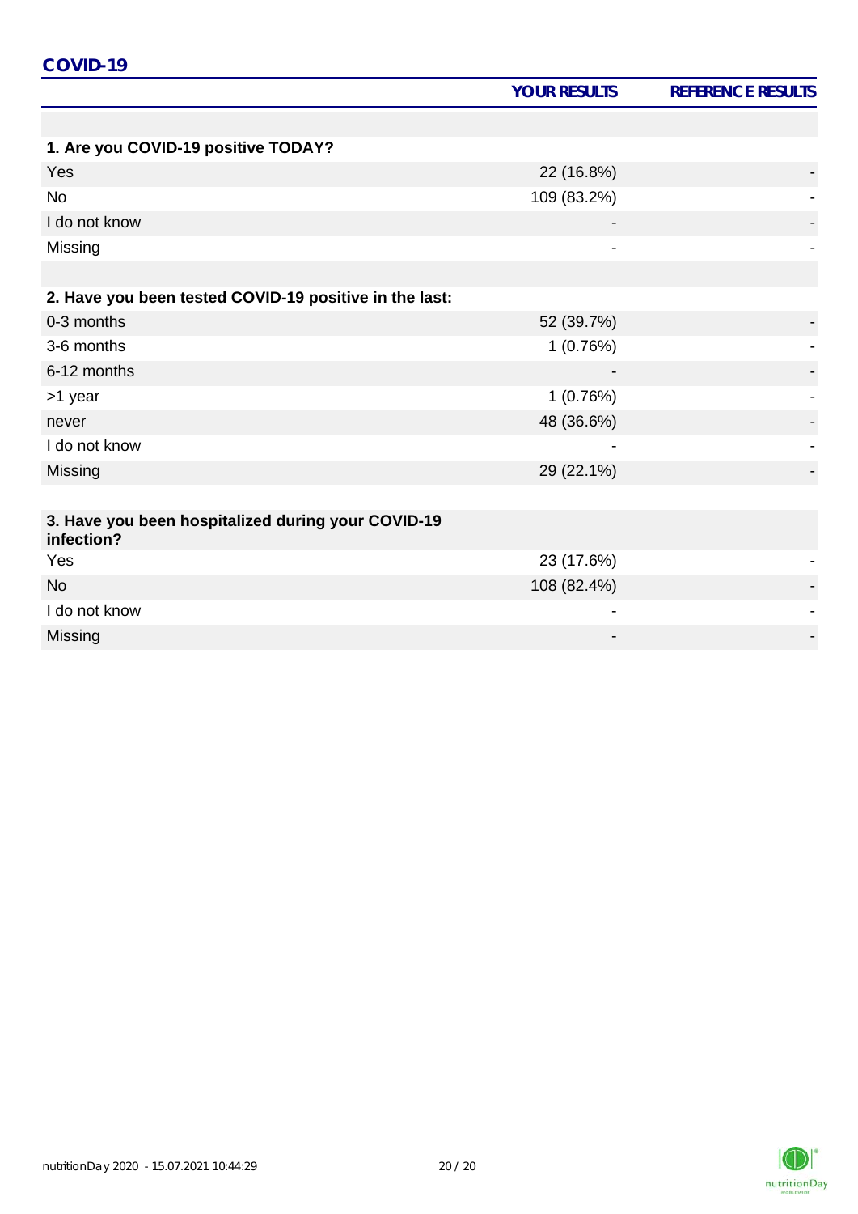## COVID-19

| | YOUR RESULTS | REFERENCE RESULTS |
|---|---|---|
| **1. Are you COVID-19 positive TODAY?** | | |
| Yes | 22 (16.8%) | - |
| No | 109 (83.2%) | - |
| I do not know | - | - |
| Missing | - | - |
| **2. Have you been tested COVID-19 positive in the last:** | | |
| 0-3 months | 52 (39.7%) | - |
| 3-6 months | 1 (0.76%) | - |
| 6-12 months | - | - |
| >1 year | 1 (0.76%) | - |
| never | 48 (36.6%) | - |
| I do not know | - | - |
| Missing | 29 (22.1%) | - |
| **3. Have you been hospitalized during your COVID-19 infection?** | | |
| Yes | 23 (17.6%) | - |
| No | 108 (82.4%) | - |
| I do not know | - | - |
| Missing | - | - |